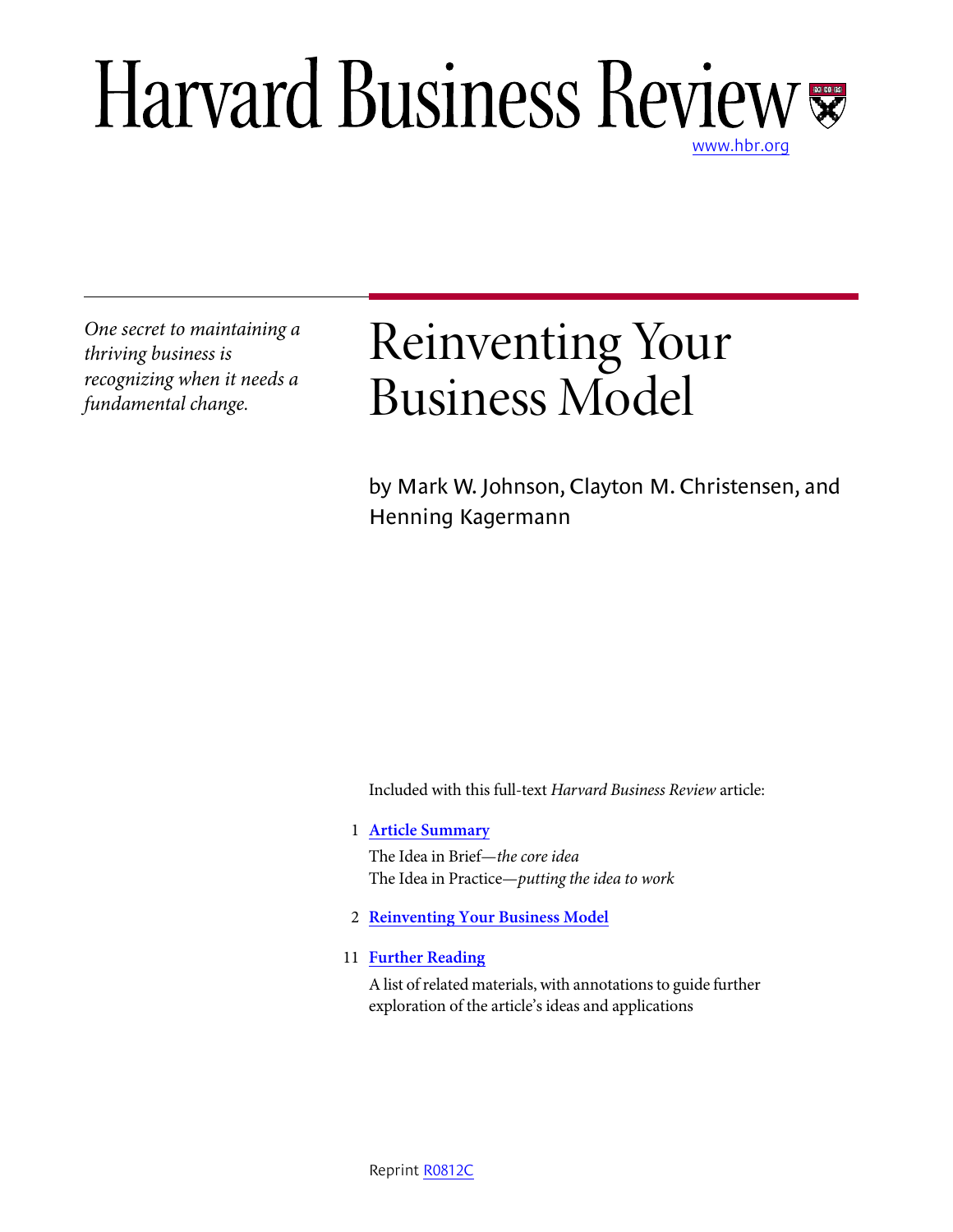# Harvard Business Review

www.hbr.org

*One secret to maintaining a thriving business is recognizing when it needs a fundamental change.*

# Reinventing Your Business Model

by Mark W. Johnson, Clayton M. Christensen, and Henning Kagermann

Included with this full-text *Harvard Business Review* article:

1 **Article Summary**

The Idea in Brief—*the core idea*

The Idea in Practice—*putting the idea to work*

2 **Reinventing Your Business Model**

11 **Further Reading**

A list of related materials, with annotations to guide further exploration of the article's ideas and applications

Reprint R0812C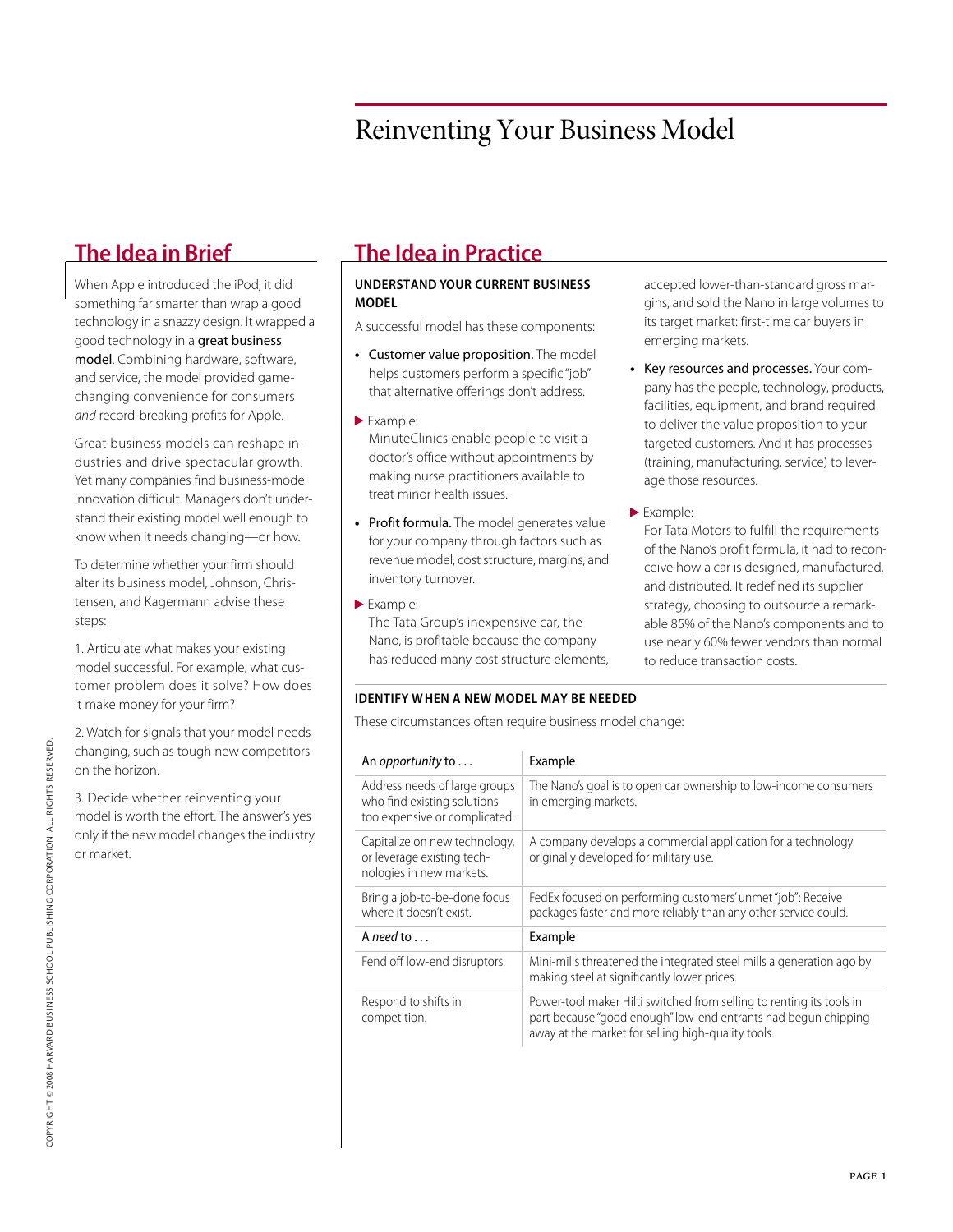# Reinventing Your Business Model

## The Idea in Brief

When Apple introduced the iPod, it did something far smarter than wrap a good technology in a snazzy design. It wrapped a good technology in a **great business model**. Combining hardware, software, and service, the model provided game-changing convenience for consumers *and* record-breaking profits for Apple.

Great business models can reshape industries and drive spectacular growth. Yet many companies find business-model innovation difficult. Managers don't understand their existing model well enough to know when it needs changing—or how.

To determine whether your firm should alter its business model, Johnson, Christensen, and Kagermann advise these steps:

1. Articulate what makes your existing model successful. For example, what customer problem does it solve? How does it make money for your firm?

2. Watch for signals that your model needs changing, such as tough new competitors on the horizon.

3. Decide whether reinventing your model is worth the effort. The answer's yes only if the new model changes the industry or market.

## The Idea in Practice

### UNDERSTAND YOUR CURRENT BUSINESS MODEL

A successful model has these components:

- **Customer value proposition.** The model helps customers perform a specific "job" that alternative offerings don't address.

▶ Example:
MinuteClinics enable people to visit a doctor's office without appointments by making nurse practitioners available to treat minor health issues.

- **Profit formula.** The model generates value for your company through factors such as revenue model, cost structure, margins, and inventory turnover.

▶ Example:
The Tata Group's inexpensive car, the Nano, is profitable because the company has reduced many cost structure elements, accepted lower-than-standard gross margins, and sold the Nano in large volumes to its target market: first-time car buyers in emerging markets.

- **Key resources and processes.** Your company has the people, technology, products, facilities, equipment, and brand required to deliver the value proposition to your targeted customers. And it has processes (training, manufacturing, service) to leverage those resources.

▶ Example:
For Tata Motors to fulfill the requirements of the Nano's profit formula, it had to reconceive how a car is designed, manufactured, and distributed. It redefined its supplier strategy, choosing to outsource a remarkable 85% of the Nano's components and to use nearly 60% fewer vendors than normal to reduce transaction costs.

### IDENTIFY WHEN A NEW MODEL MAY BE NEEDED

These circumstances often require business model change:

| An *opportunity* to . . . | Example |
|---|---|
| Address needs of large groups who find existing solutions too expensive or complicated. | The Nano's goal is to open car ownership to low-income consumers in emerging markets. |
| Capitalize on new technology, or leverage existing technologies in new markets. | A company develops a commercial application for a technology originally developed for military use. |
| Bring a job-to-be-done focus where it doesn't exist. | FedEx focused on performing customers' unmet "job": Receive packages faster and more reliably than any other service could. |
| **A *need* to . . .** | **Example** |
| Fend off low-end disruptors. | Mini-mills threatened the integrated steel mills a generation ago by making steel at significantly lower prices. |
| Respond to shifts in competition. | Power-tool maker Hilti switched from selling to renting its tools in part because "good enough" low-end entrants had begun chipping away at the market for selling high-quality tools. |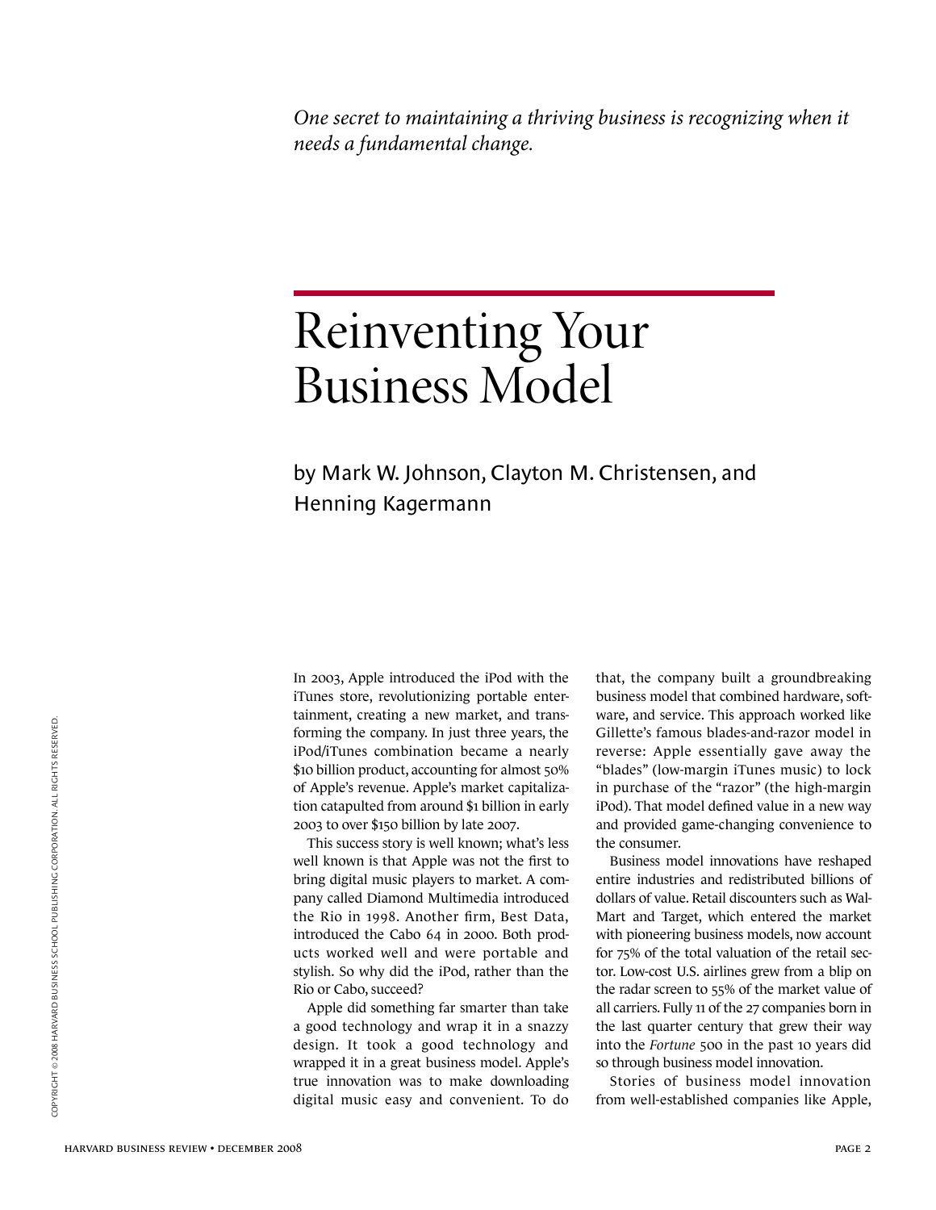*One secret to maintaining a thriving business is recognizing when it needs a fundamental change.*

# Reinventing Your Business Model

by Mark W. Johnson, Clayton M. Christensen, and Henning Kagermann

In 2003, Apple introduced the iPod with the iTunes store, revolutionizing portable entertainment, creating a new market, and transforming the company. In just three years, the iPod/iTunes combination became a nearly $10 billion product, accounting for almost 50% of Apple's revenue. Apple's market capitalization catapulted from around $1 billion in early 2003 to over $150 billion by late 2007.

This success story is well known; what's less well known is that Apple was not the first to bring digital music players to market. A company called Diamond Multimedia introduced the Rio in 1998. Another firm, Best Data, introduced the Cabo 64 in 2000. Both products worked well and were portable and stylish. So why did the iPod, rather than the Rio or Cabo, succeed?

Apple did something far smarter than take a good technology and wrap it in a snazzy design. It took a good technology and wrapped it in a great business model. Apple's true innovation was to make downloading digital music easy and convenient. To do that, the company built a groundbreaking business model that combined hardware, software, and service. This approach worked like Gillette's famous blades-and-razor model in reverse: Apple essentially gave away the "blades" (low-margin iTunes music) to lock in purchase of the "razor" (the high-margin iPod). That model defined value in a new way and provided game-changing convenience to the consumer.

Business model innovations have reshaped entire industries and redistributed billions of dollars of value. Retail discounters such as Wal-Mart and Target, which entered the market with pioneering business models, now account for 75% of the total valuation of the retail sector. Low-cost U.S. airlines grew from a blip on the radar screen to 55% of the market value of all carriers. Fully 11 of the 27 companies born in the last quarter century that grew their way into the *Fortune* 500 in the past 10 years did so through business model innovation.

Stories of business model innovation from well-established companies like Apple,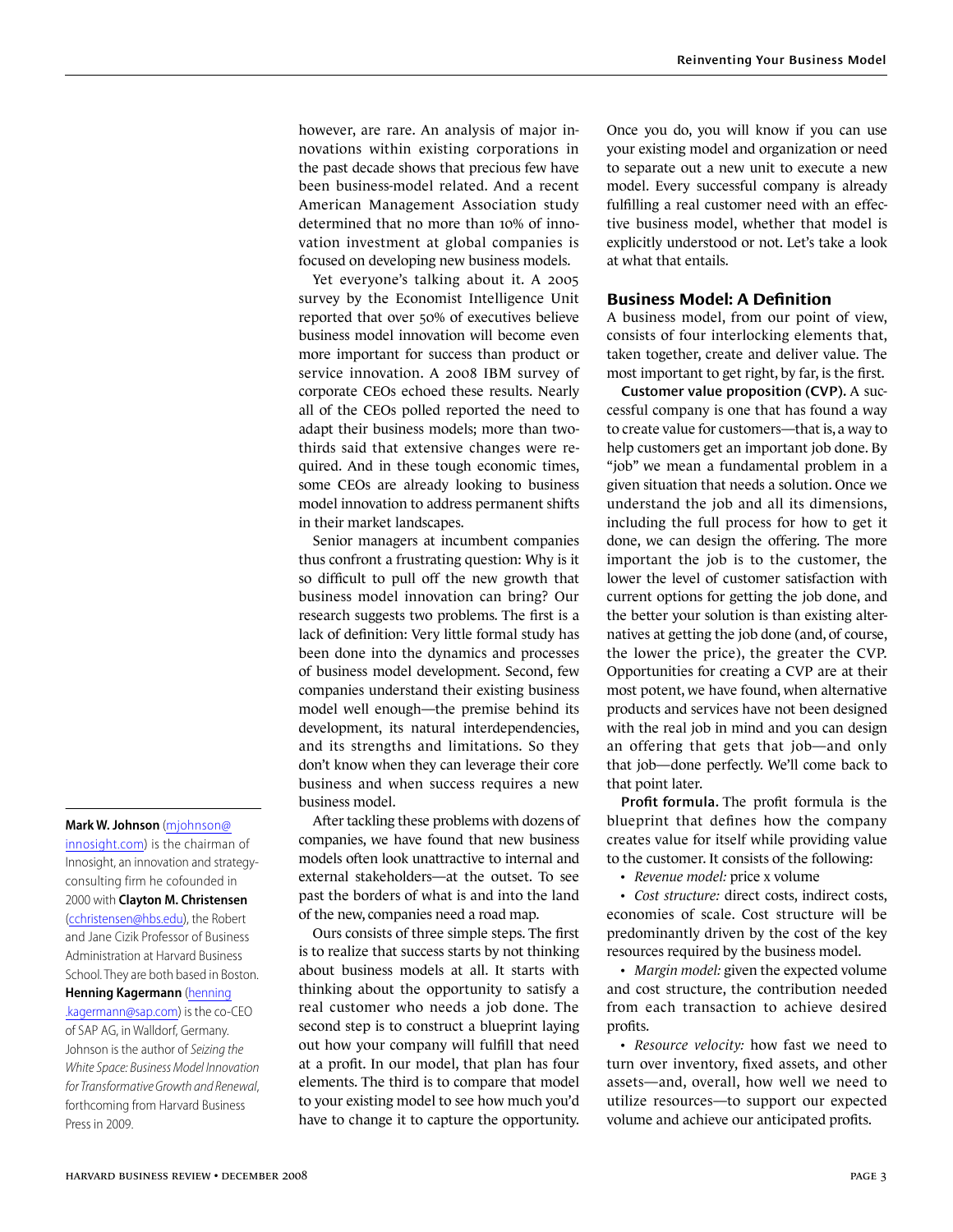however, are rare. An analysis of major innovations within existing corporations in the past decade shows that precious few have been business-model related. And a recent American Management Association study determined that no more than 10% of innovation investment at global companies is focused on developing new business models.

Yet everyone's talking about it. A 2005 survey by the Economist Intelligence Unit reported that over 50% of executives believe business model innovation will become even more important for success than product or service innovation. A 2008 IBM survey of corporate CEOs echoed these results. Nearly all of the CEOs polled reported the need to adapt their business models; more than two-thirds said that extensive changes were required. And in these tough economic times, some CEOs are already looking to business model innovation to address permanent shifts in their market landscapes.

Senior managers at incumbent companies thus confront a frustrating question: Why is it so difficult to pull off the new growth that business model innovation can bring? Our research suggests two problems. The first is a lack of definition: Very little formal study has been done into the dynamics and processes of business model development. Second, few companies understand their existing business model well enough—the premise behind its development, its natural interdependencies, and its strengths and limitations. So they don't know when they can leverage their core business and when success requires a new business model.

After tackling these problems with dozens of companies, we have found that new business models often look unattractive to internal and external stakeholders—at the outset. To see past the borders of what is and into the land of the new, companies need a road map.

Ours consists of three simple steps. The first is to realize that success starts by not thinking about business models at all. It starts with thinking about the opportunity to satisfy a real customer who needs a job done. The second step is to construct a blueprint laying out how your company will fulfill that need at a profit. In our model, that plan has four elements. The third is to compare that model to your existing model to see how much you'd have to change it to capture the opportunity. Once you do, you will know if you can use your existing model and organization or need to separate out a new unit to execute a new model. Every successful company is already fulfilling a real customer need with an effective business model, whether that model is explicitly understood or not. Let's take a look at what that entails.

## Business Model: A Definition

A business model, from our point of view, consists of four interlocking elements that, taken together, create and deliver value. The most important to get right, by far, is the first.

**Customer value proposition (CVP).** A successful company is one that has found a way to create value for customers—that is, a way to help customers get an important job done. By "job" we mean a fundamental problem in a given situation that needs a solution. Once we understand the job and all its dimensions, including the full process for how to get it done, we can design the offering. The more important the job is to the customer, the lower the level of customer satisfaction with current options for getting the job done, and the better your solution is than existing alternatives at getting the job done (and, of course, the lower the price), the greater the CVP. Opportunities for creating a CVP are at their most potent, we have found, when alternative products and services have not been designed with the real job in mind and you can design an offering that gets that job—and only that job—done perfectly. We'll come back to that point later.

**Profit formula.** The profit formula is the blueprint that defines how the company creates value for itself while providing value to the customer. It consists of the following:

- *Revenue model:* price x volume
- *Cost structure:* direct costs, indirect costs, economies of scale. Cost structure will be predominantly driven by the cost of the key resources required by the business model.
- *Margin model:* given the expected volume and cost structure, the contribution needed from each transaction to achieve desired profits.
- *Resource velocity:* how fast we need to turn over inventory, fixed assets, and other assets—and, overall, how well we need to utilize resources—to support our expected volume and achieve our anticipated profits.

---

**Mark W. Johnson** (mjohnson@innosight.com) is the chairman of Innosight, an innovation and strategy-consulting firm he cofounded in 2000 with **Clayton M. Christensen** (cchristensen@hbs.edu), the Robert and Jane Cizik Professor of Business Administration at Harvard Business School. They are both based in Boston. **Henning Kagermann** (henning.kagermann@sap.com) is the co-CEO of SAP AG, in Walldorf, Germany. Johnson is the author of *Seizing the White Space: Business Model Innovation for Transformative Growth and Renewal*, forthcoming from Harvard Business Press in 2009.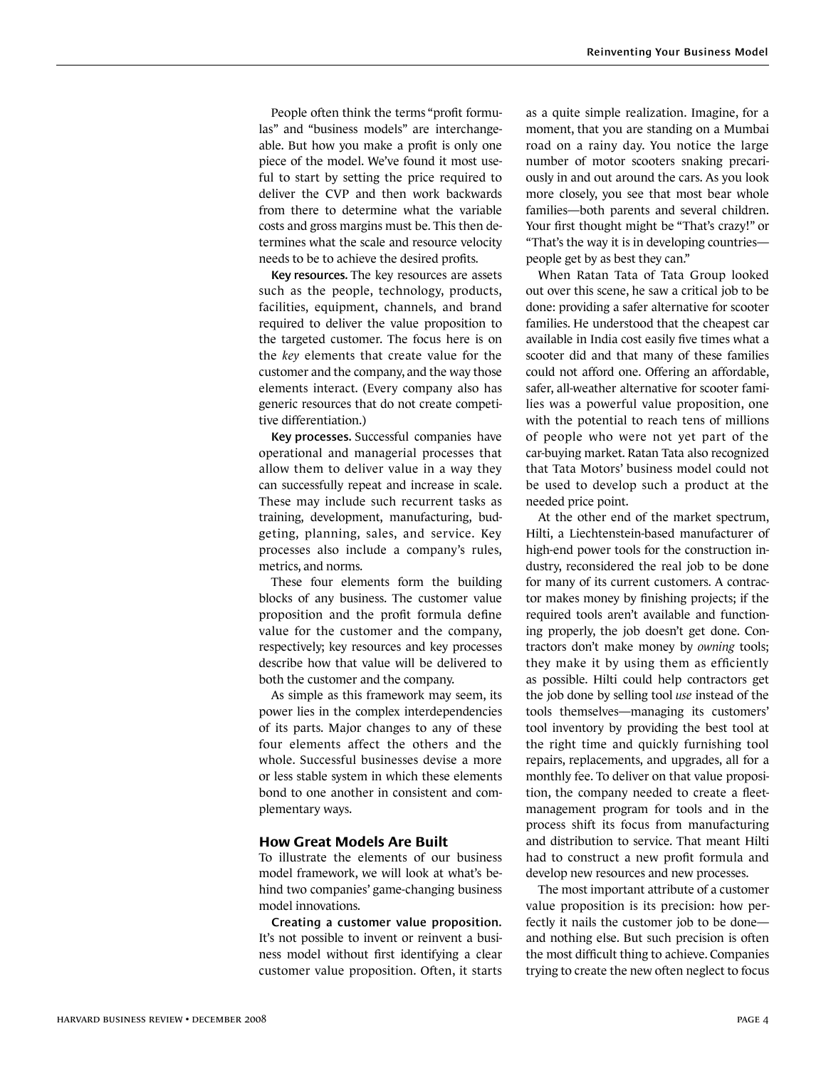People often think the terms "profit formulas" and "business models" are interchangeable. But how you make a profit is only one piece of the model. We've found it most useful to start by setting the price required to deliver the CVP and then work backwards from there to determine what the variable costs and gross margins must be. This then determines what the scale and resource velocity needs to be to achieve the desired profits.

**Key resources.** The key resources are assets such as the people, technology, products, facilities, equipment, channels, and brand required to deliver the value proposition to the targeted customer. The focus here is on the *key* elements that create value for the customer and the company, and the way those elements interact. (Every company also has generic resources that do not create competitive differentiation.)

**Key processes.** Successful companies have operational and managerial processes that allow them to deliver value in a way they can successfully repeat and increase in scale. These may include such recurrent tasks as training, development, manufacturing, budgeting, planning, sales, and service. Key processes also include a company's rules, metrics, and norms.

These four elements form the building blocks of any business. The customer value proposition and the profit formula define value for the customer and the company, respectively; key resources and key processes describe how that value will be delivered to both the customer and the company.

As simple as this framework may seem, its power lies in the complex interdependencies of its parts. Major changes to any of these four elements affect the others and the whole. Successful businesses devise a more or less stable system in which these elements bond to one another in consistent and complementary ways.

## How Great Models Are Built

To illustrate the elements of our business model framework, we will look at what's behind two companies' game-changing business model innovations.

**Creating a customer value proposition.** It's not possible to invent or reinvent a business model without first identifying a clear customer value proposition. Often, it starts as a quite simple realization. Imagine, for a moment, that you are standing on a Mumbai road on a rainy day. You notice the large number of motor scooters snaking precariously in and out around the cars. As you look more closely, you see that most bear whole families—both parents and several children. Your first thought might be "That's crazy!" or "That's the way it is in developing countries—people get by as best they can."

When Ratan Tata of Tata Group looked out over this scene, he saw a critical job to be done: providing a safer alternative for scooter families. He understood that the cheapest car available in India cost easily five times what a scooter did and that many of these families could not afford one. Offering an affordable, safer, all-weather alternative for scooter families was a powerful value proposition, one with the potential to reach tens of millions of people who were not yet part of the car-buying market. Ratan Tata also recognized that Tata Motors' business model could not be used to develop such a product at the needed price point.

At the other end of the market spectrum, Hilti, a Liechtenstein-based manufacturer of high-end power tools for the construction industry, reconsidered the real job to be done for many of its current customers. A contractor makes money by finishing projects; if the required tools aren't available and functioning properly, the job doesn't get done. Contractors don't make money by *owning* tools; they make it by using them as efficiently as possible. Hilti could help contractors get the job done by selling tool *use* instead of the tools themselves—managing its customers' tool inventory by providing the best tool at the right time and quickly furnishing tool repairs, replacements, and upgrades, all for a monthly fee. To deliver on that value proposition, the company needed to create a fleet-management program for tools and in the process shift its focus from manufacturing and distribution to service. That meant Hilti had to construct a new profit formula and develop new resources and new processes.

The most important attribute of a customer value proposition is its precision: how perfectly it nails the customer job to be done—and nothing else. But such precision is often the most difficult thing to achieve. Companies trying to create the new often neglect to focus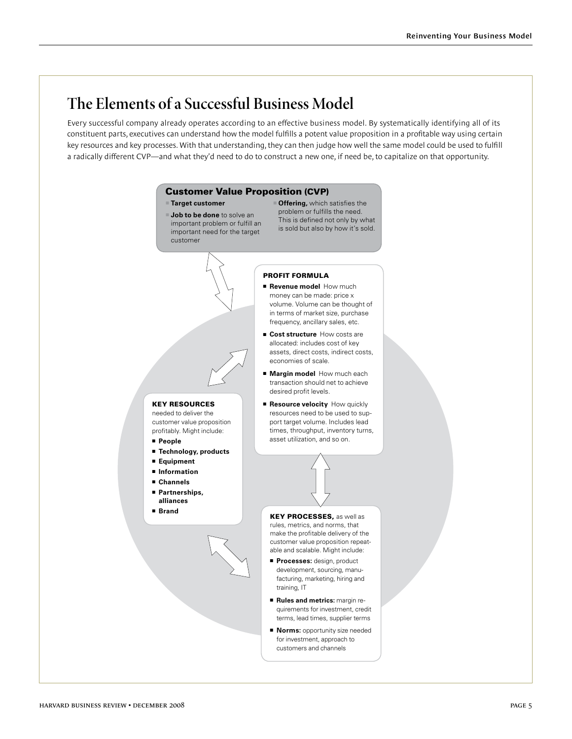# The Elements of a Successful Business Model

Every successful company already operates according to an effective business model. By systematically identifying all of its constituent parts, executives can understand how the model fulfills a potent value proposition in a profitable way using certain key resources and key processes. With that understanding, they can then judge how well the same model could be used to fulfill a radically different CVP—and what they'd need to do to construct a new one, if need be, to capitalize on that opportunity.

## Customer Value Proposition (CVP)

- **Target customer**
- **Job to be done** to solve an important problem or fulfill an important need for the target customer
- **Offering,** which satisfies the problem or fulfills the need. This is defined not only by what is sold but also by how it's sold.

### PROFIT FORMULA

- **Revenue model** How much money can be made: price x volume. Volume can be thought of in terms of market size, purchase frequency, ancillary sales, etc.
- **Cost structure** How costs are allocated: includes cost of key assets, direct costs, indirect costs, economies of scale.
- **Margin model** How much each transaction should net to achieve desired profit levels.
- **Resource velocity** How quickly resources need to be used to support target volume. Includes lead times, throughput, inventory turns, asset utilization, and so on.

### KEY RESOURCES

needed to deliver the customer value proposition profitably. Might include:

- **People**
- **Technology, products**
- **Equipment**
- **Information**
- **Channels**
- **Partnerships, alliances**
- **Brand**

### KEY PROCESSES,

as well as rules, metrics, and norms, that make the profitable delivery of the customer value proposition repeatable and scalable. Might include:

- **Processes:** design, product development, sourcing, manufacturing, marketing, hiring and training, IT
- **Rules and metrics:** margin requirements for investment, credit terms, lead times, supplier terms
- **Norms:** opportunity size needed for investment, approach to customers and channels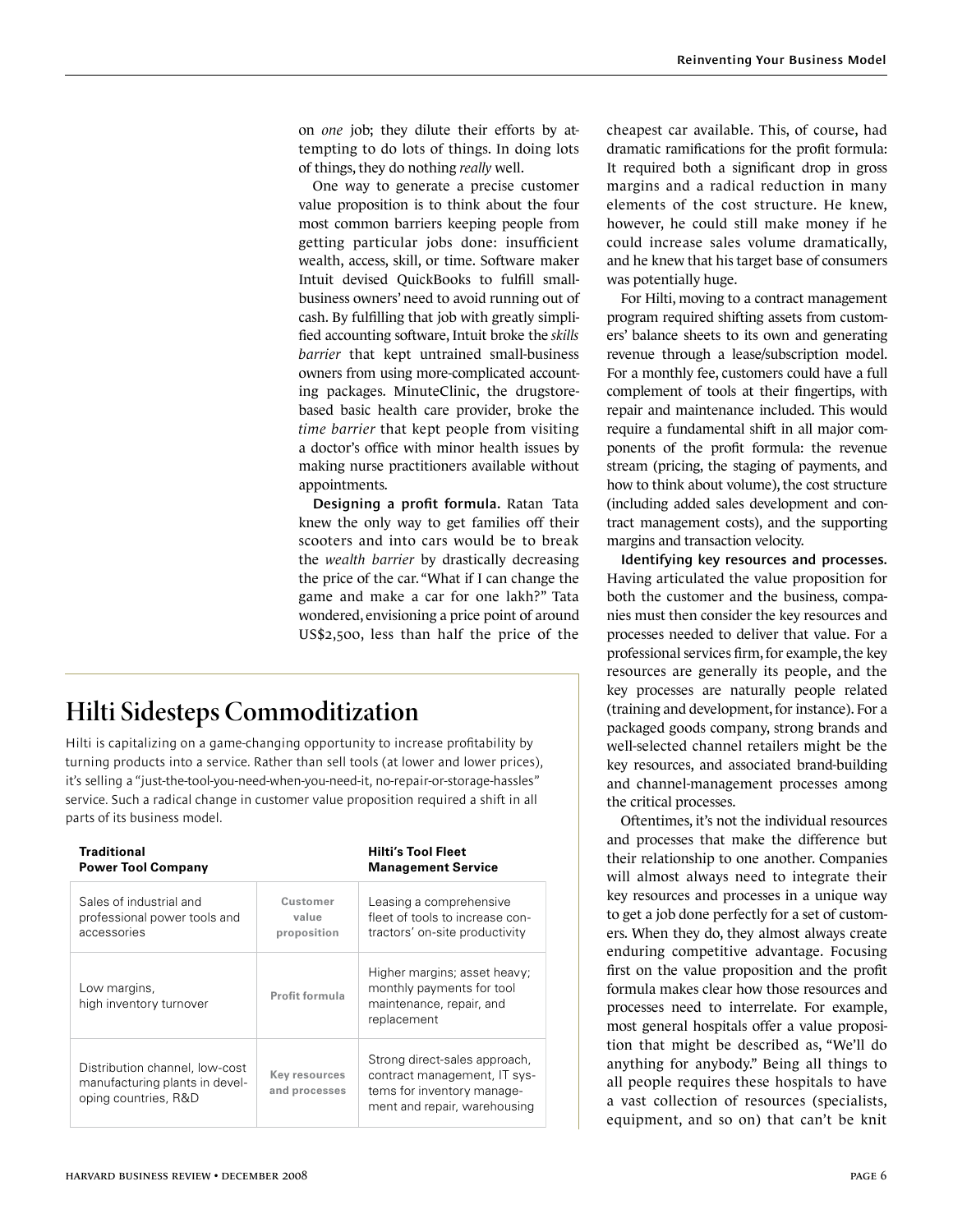on *one* job; they dilute their efforts by attempting to do lots of things. In doing lots of things, they do nothing *really* well.

One way to generate a precise customer value proposition is to think about the four most common barriers keeping people from getting particular jobs done: insufficient wealth, access, skill, or time. Software maker Intuit devised QuickBooks to fulfill small-business owners' need to avoid running out of cash. By fulfilling that job with greatly simplified accounting software, Intuit broke the *skills barrier* that kept untrained small-business owners from using more-complicated accounting packages. MinuteClinic, the drugstore-based basic health care provider, broke the *time barrier* that kept people from visiting a doctor's office with minor health issues by making nurse practitioners available without appointments.

**Designing a profit formula.** Ratan Tata knew the only way to get families off their scooters and into cars would be to break the *wealth barrier* by drastically decreasing the price of the car. "What if I can change the game and make a car for one lakh?" Tata wondered, envisioning a price point of around US$2,500, less than half the price of the cheapest car available. This, of course, had dramatic ramifications for the profit formula: It required both a significant drop in gross margins and a radical reduction in many elements of the cost structure. He knew, however, he could still make money if he could increase sales volume dramatically, and he knew that his target base of consumers was potentially huge.

For Hilti, moving to a contract management program required shifting assets from customers' balance sheets to its own and generating revenue through a lease/subscription model. For a monthly fee, customers could have a full complement of tools at their fingertips, with repair and maintenance included. This would require a fundamental shift in all major components of the profit formula: the revenue stream (pricing, the staging of payments, and how to think about volume), the cost structure (including added sales development and contract management costs), and the supporting margins and transaction velocity.

**Identifying key resources and processes.** Having articulated the value proposition for both the customer and the business, companies must then consider the key resources and processes needed to deliver that value. For a professional services firm, for example, the key resources are generally its people, and the key processes are naturally people related (training and development, for instance). For a packaged goods company, strong brands and well-selected channel retailers might be the key resources, and associated brand-building and channel-management processes among the critical processes.

Oftentimes, it's not the individual resources and processes that make the difference but their relationship to one another. Companies will almost always need to integrate their key resources and processes in a unique way to get a job done perfectly for a set of customers. When they do, they almost always create enduring competitive advantage. Focusing first on the value proposition and the profit formula makes clear how those resources and processes need to interrelate. For example, most general hospitals offer a value proposition that might be described as, "We'll do anything for anybody." Being all things to all people requires these hospitals to have a vast collection of resources (specialists, equipment, and so on) that can't be knit

## Hilti Sidesteps Commoditization

Hilti is capitalizing on a game-changing opportunity to increase profitability by turning products into a service. Rather than sell tools (at lower and lower prices), it's selling a "just-the-tool-you-need-when-you-need-it, no-repair-or-storage-hassles" service. Such a radical change in customer value proposition required a shift in all parts of its business model.

| Traditional Power Tool Company | | Hilti's Tool Fleet Management Service |
|---|---|---|
| Sales of industrial and professional power tools and accessories | Customer value proposition | Leasing a comprehensive fleet of tools to increase contractors' on-site productivity |
| Low margins, high inventory turnover | Profit formula | Higher margins; asset heavy; monthly payments for tool maintenance, repair, and replacement |
| Distribution channel, low-cost manufacturing plants in developing countries, R&D | Key resources and processes | Strong direct-sales approach, contract management, IT systems for inventory management and repair, warehousing |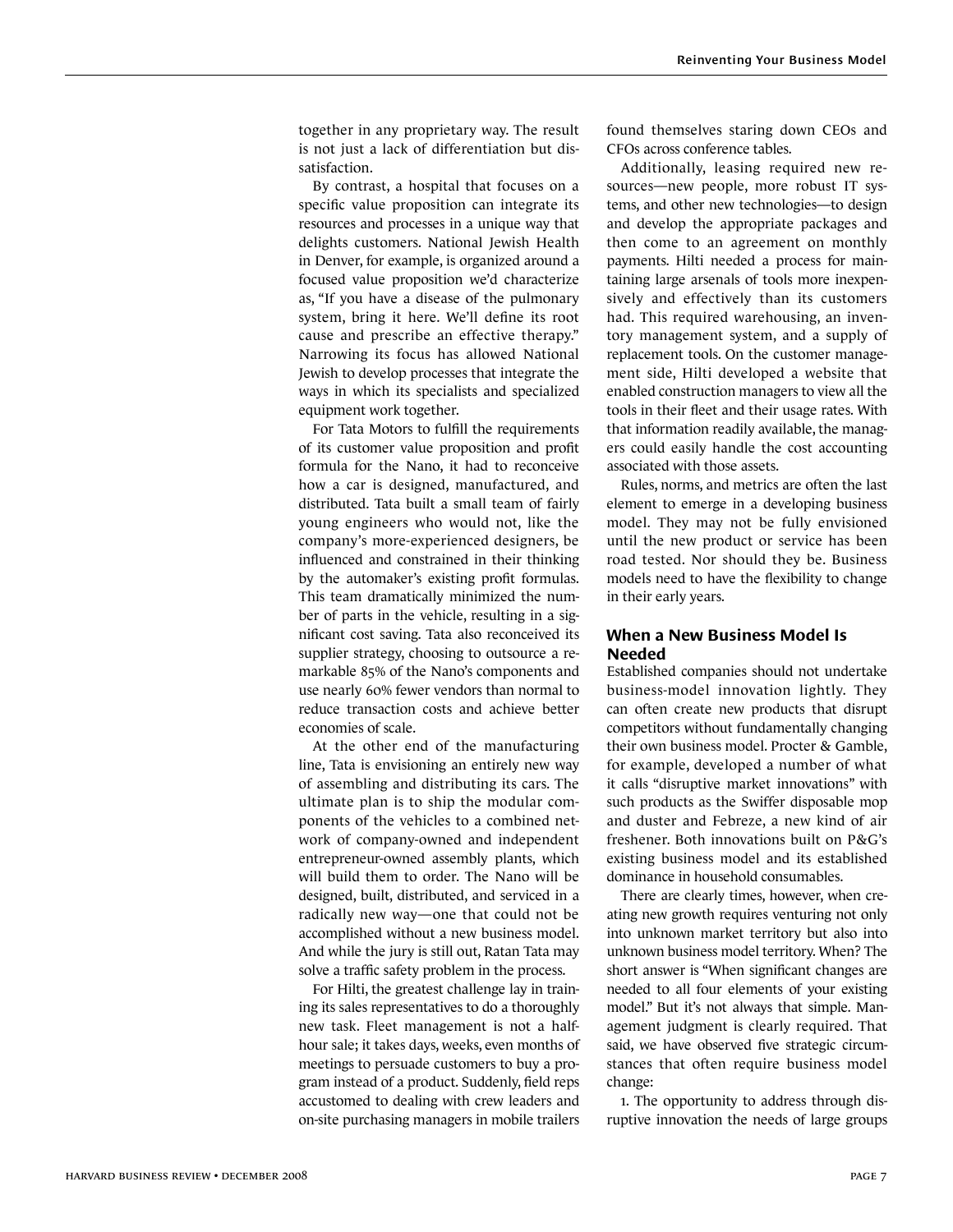together in any proprietary way. The result is not just a lack of differentiation but dissatisfaction.

By contrast, a hospital that focuses on a specific value proposition can integrate its resources and processes in a unique way that delights customers. National Jewish Health in Denver, for example, is organized around a focused value proposition we'd characterize as, "If you have a disease of the pulmonary system, bring it here. We'll define its root cause and prescribe an effective therapy." Narrowing its focus has allowed National Jewish to develop processes that integrate the ways in which its specialists and specialized equipment work together.

For Tata Motors to fulfill the requirements of its customer value proposition and profit formula for the Nano, it had to reconceive how a car is designed, manufactured, and distributed. Tata built a small team of fairly young engineers who would not, like the company's more-experienced designers, be influenced and constrained in their thinking by the automaker's existing profit formulas. This team dramatically minimized the number of parts in the vehicle, resulting in a significant cost saving. Tata also reconceived its supplier strategy, choosing to outsource a remarkable 85% of the Nano's components and use nearly 60% fewer vendors than normal to reduce transaction costs and achieve better economies of scale.

At the other end of the manufacturing line, Tata is envisioning an entirely new way of assembling and distributing its cars. The ultimate plan is to ship the modular components of the vehicles to a combined network of company-owned and independent entrepreneur-owned assembly plants, which will build them to order. The Nano will be designed, built, distributed, and serviced in a radically new way—one that could not be accomplished without a new business model. And while the jury is still out, Ratan Tata may solve a traffic safety problem in the process.

For Hilti, the greatest challenge lay in training its sales representatives to do a thoroughly new task. Fleet management is not a half-hour sale; it takes days, weeks, even months of meetings to persuade customers to buy a program instead of a product. Suddenly, field reps accustomed to dealing with crew leaders and on-site purchasing managers in mobile trailers found themselves staring down CEOs and CFOs across conference tables.

Additionally, leasing required new resources—new people, more robust IT systems, and other new technologies—to design and develop the appropriate packages and then come to an agreement on monthly payments. Hilti needed a process for maintaining large arsenals of tools more inexpensively and effectively than its customers had. This required warehousing, an inventory management system, and a supply of replacement tools. On the customer management side, Hilti developed a website that enabled construction managers to view all the tools in their fleet and their usage rates. With that information readily available, the managers could easily handle the cost accounting associated with those assets.

Rules, norms, and metrics are often the last element to emerge in a developing business model. They may not be fully envisioned until the new product or service has been road tested. Nor should they be. Business models need to have the flexibility to change in their early years.

## When a New Business Model Is Needed

Established companies should not undertake business-model innovation lightly. They can often create new products that disrupt competitors without fundamentally changing their own business model. Procter & Gamble, for example, developed a number of what it calls "disruptive market innovations" with such products as the Swiffer disposable mop and duster and Febreze, a new kind of air freshener. Both innovations built on P&G's existing business model and its established dominance in household consumables.

There are clearly times, however, when creating new growth requires venturing not only into unknown market territory but also into unknown business model territory. When? The short answer is "When significant changes are needed to all four elements of your existing model." But it's not always that simple. Management judgment is clearly required. That said, we have observed five strategic circumstances that often require business model change:

1. The opportunity to address through disruptive innovation the needs of large groups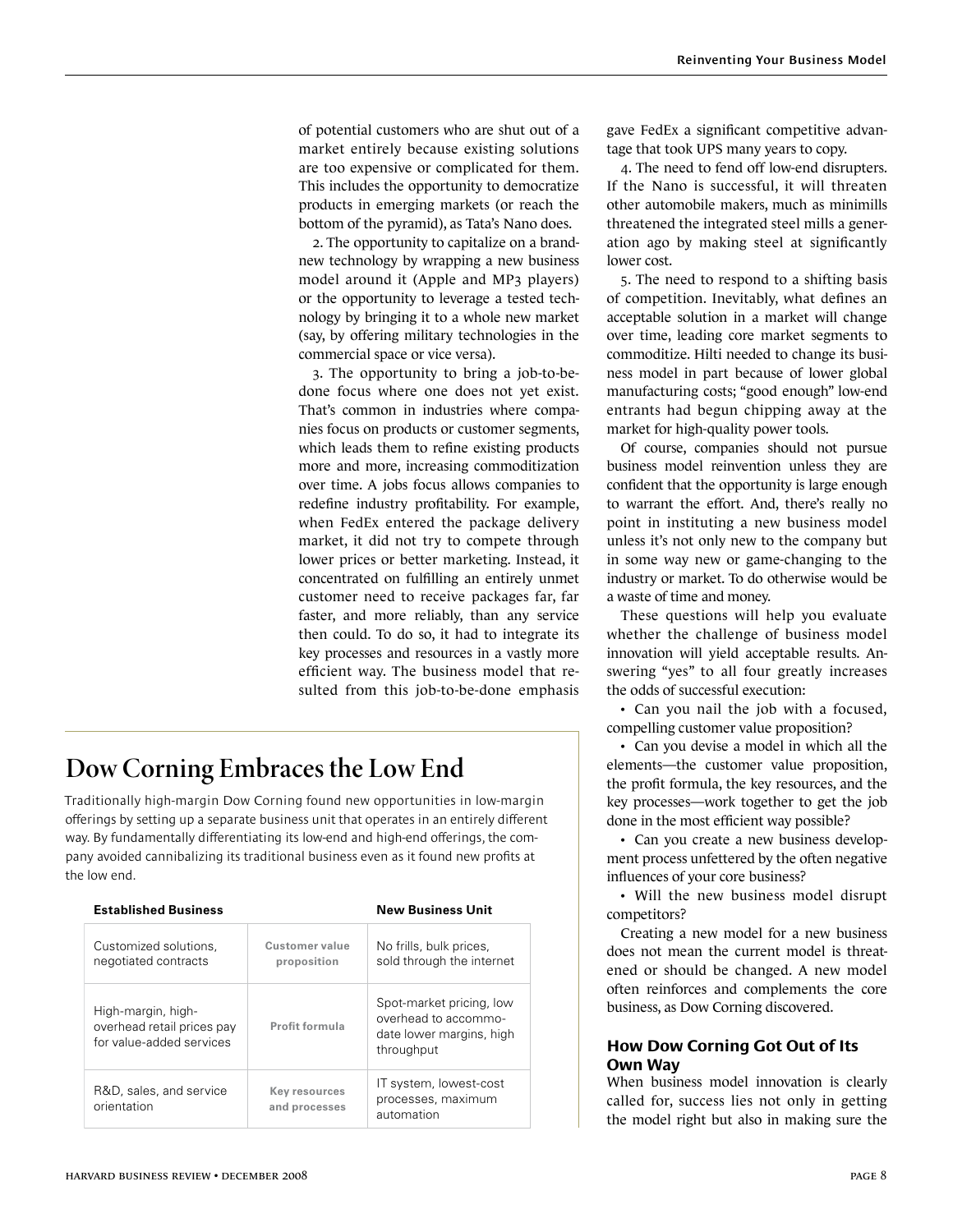of potential customers who are shut out of a market entirely because existing solutions are too expensive or complicated for them. This includes the opportunity to democratize products in emerging markets (or reach the bottom of the pyramid), as Tata's Nano does.

2. The opportunity to capitalize on a brand-new technology by wrapping a new business model around it (Apple and MP3 players) or the opportunity to leverage a tested technology by bringing it to a whole new market (say, by offering military technologies in the commercial space or vice versa).

3. The opportunity to bring a job-to-be-done focus where one does not yet exist. That's common in industries where companies focus on products or customer segments, which leads them to refine existing products more and more, increasing commoditization over time. A jobs focus allows companies to redefine industry profitability. For example, when FedEx entered the package delivery market, it did not try to compete through lower prices or better marketing. Instead, it concentrated on fulfilling an entirely unmet customer need to receive packages far, far faster, and more reliably, than any service then could. To do so, it had to integrate its key processes and resources in a vastly more efficient way. The business model that resulted from this job-to-be-done emphasis gave FedEx a significant competitive advantage that took UPS many years to copy.

4. The need to fend off low-end disrupters. If the Nano is successful, it will threaten other automobile makers, much as minimills threatened the integrated steel mills a generation ago by making steel at significantly lower cost.

5. The need to respond to a shifting basis of competition. Inevitably, what defines an acceptable solution in a market will change over time, leading core market segments to commoditize. Hilti needed to change its business model in part because of lower global manufacturing costs; "good enough" low-end entrants had begun chipping away at the market for high-quality power tools.

Of course, companies should not pursue business model reinvention unless they are confident that the opportunity is large enough to warrant the effort. And, there's really no point in instituting a new business model unless it's not only new to the company but in some way new or game-changing to the industry or market. To do otherwise would be a waste of time and money.

These questions will help you evaluate whether the challenge of business model innovation will yield acceptable results. Answering "yes" to all four greatly increases the odds of successful execution:

- Can you nail the job with a focused, compelling customer value proposition?
- Can you devise a model in which all the elements—the customer value proposition, the profit formula, the key resources, and the key processes—work together to get the job done in the most efficient way possible?
- Can you create a new business development process unfettered by the often negative influences of your core business?
- Will the new business model disrupt competitors?

Creating a new model for a new business does not mean the current model is threatened or should be changed. A new model often reinforces and complements the core business, as Dow Corning discovered.

## Dow Corning Embraces the Low End

Traditionally high-margin Dow Corning found new opportunities in low-margin offerings by setting up a separate business unit that operates in an entirely different way. By fundamentally differentiating its low-end and high-end offerings, the company avoided cannibalizing its traditional business even as it found new profits at the low end.

| Established Business | | New Business Unit |
|---|---|---|
| Customized solutions, negotiated contracts | Customer value proposition | No frills, bulk prices, sold through the internet |
| High-margin, high-overhead retail prices pay for value-added services | Profit formula | Spot-market pricing, low overhead to accommodate lower margins, high throughput |
| R&D, sales, and service orientation | Key resources and processes | IT system, lowest-cost processes, maximum automation |

### How Dow Corning Got Out of Its Own Way

When business model innovation is clearly called for, success lies not only in getting the model right but also in making sure the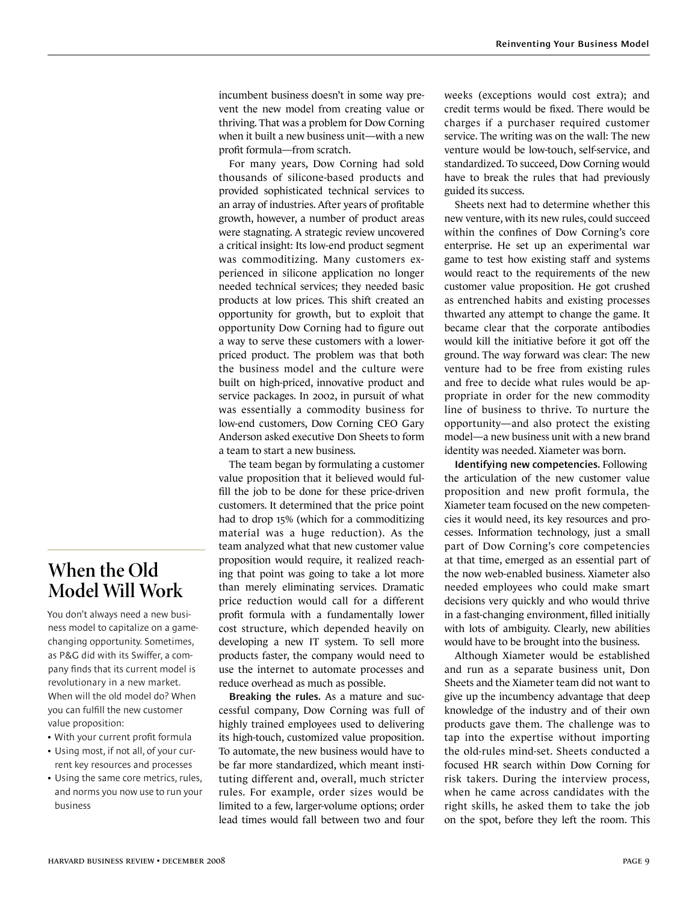incumbent business doesn't in some way prevent the new model from creating value or thriving. That was a problem for Dow Corning when it built a new business unit—with a new profit formula—from scratch.

For many years, Dow Corning had sold thousands of silicone-based products and provided sophisticated technical services to an array of industries. After years of profitable growth, however, a number of product areas were stagnating. A strategic review uncovered a critical insight: Its low-end product segment was commoditizing. Many customers experienced in silicone application no longer needed technical services; they needed basic products at low prices. This shift created an opportunity for growth, but to exploit that opportunity Dow Corning had to figure out a way to serve these customers with a lower-priced product. The problem was that both the business model and the culture were built on high-priced, innovative product and service packages. In 2002, in pursuit of what was essentially a commodity business for low-end customers, Dow Corning CEO Gary Anderson asked executive Don Sheets to form a team to start a new business.

The team began by formulating a customer value proposition that it believed would fulfill the job to be done for these price-driven customers. It determined that the price point had to drop 15% (which for a commoditizing material was a huge reduction). As the team analyzed what that new customer value proposition would require, it realized reaching that point was going to take a lot more than merely eliminating services. Dramatic price reduction would call for a different profit formula with a fundamentally lower cost structure, which depended heavily on developing a new IT system. To sell more products faster, the company would need to use the internet to automate processes and reduce overhead as much as possible.

**Breaking the rules.** As a mature and successful company, Dow Corning was full of highly trained employees used to delivering its high-touch, customized value proposition. To automate, the new business would have to be far more standardized, which meant instituting different and, overall, much stricter rules. For example, order sizes would be limited to a few, larger-volume options; order lead times would fall between two and four weeks (exceptions would cost extra); and credit terms would be fixed. There would be charges if a purchaser required customer service. The writing was on the wall: The new venture would be low-touch, self-service, and standardized. To succeed, Dow Corning would have to break the rules that had previously guided its success.

Sheets next had to determine whether this new venture, with its new rules, could succeed within the confines of Dow Corning's core enterprise. He set up an experimental war game to test how existing staff and systems would react to the requirements of the new customer value proposition. He got crushed as entrenched habits and existing processes thwarted any attempt to change the game. It became clear that the corporate antibodies would kill the initiative before it got off the ground. The way forward was clear: The new venture had to be free from existing rules and free to decide what rules would be appropriate in order for the new commodity line of business to thrive. To nurture the opportunity—and also protect the existing model—a new business unit with a new brand identity was needed. Xiameter was born.

**Identifying new competencies.** Following the articulation of the new customer value proposition and new profit formula, the Xiameter team focused on the new competencies it would need, its key resources and processes. Information technology, just a small part of Dow Corning's core competencies at that time, emerged as an essential part of the now web-enabled business. Xiameter also needed employees who could make smart decisions very quickly and who would thrive in a fast-changing environment, filled initially with lots of ambiguity. Clearly, new abilities would have to be brought into the business.

Although Xiameter would be established and run as a separate business unit, Don Sheets and the Xiameter team did not want to give up the incumbency advantage that deep knowledge of the industry and of their own products gave them. The challenge was to tap into the expertise without importing the old-rules mind-set. Sheets conducted a focused HR search within Dow Corning for risk takers. During the interview process, when he came across candidates with the right skills, he asked them to take the job on the spot, before they left the room. This

## When the Old Model Will Work

You don't always need a new business model to capitalize on a game-changing opportunity. Sometimes, as P&G did with its Swiffer, a company finds that its current model is revolutionary in a new market. When will the old model do? When you can fulfill the new customer value proposition:

- With your current profit formula
- Using most, if not all, of your current key resources and processes
- Using the same core metrics, rules, and norms you now use to run your business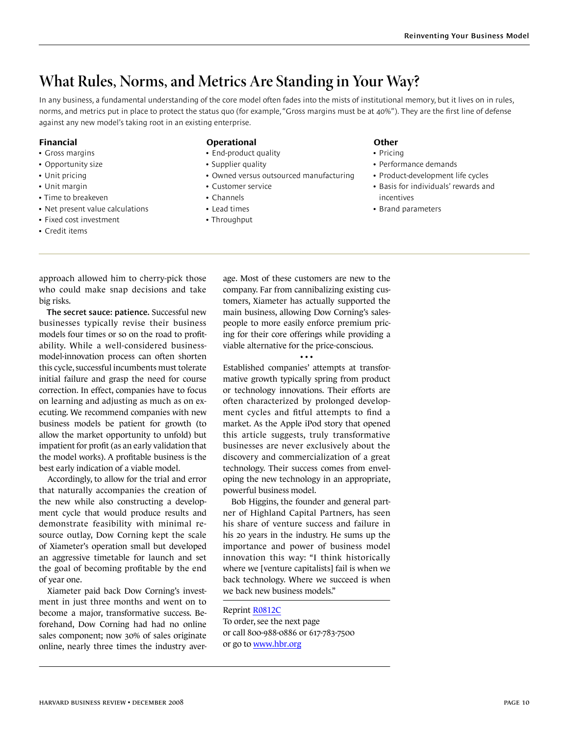## What Rules, Norms, and Metrics Are Standing in Your Way?

In any business, a fundamental understanding of the core model often fades into the mists of institutional memory, but it lives on in rules, norms, and metrics put in place to protect the status quo (for example, "Gross margins must be at 40%"). They are the first line of defense against any new model's taking root in an existing enterprise.

**Financial**
- Gross margins
- Opportunity size
- Unit pricing
- Unit margin
- Time to breakeven
- Net present value calculations
- Fixed cost investment
- Credit items

**Operational**
- End-product quality
- Supplier quality
- Owned versus outsourced manufacturing
- Customer service
- Channels
- Lead times
- Throughput

**Other**
- Pricing
- Performance demands
- Product-development life cycles
- Basis for individuals' rewards and incentives
- Brand parameters

approach allowed him to cherry-pick those who could make snap decisions and take big risks.

**The secret sauce: patience.** Successful new businesses typically revise their business models four times or so on the road to profitability. While a well-considered business-model-innovation process can often shorten this cycle, successful incumbents must tolerate initial failure and grasp the need for course correction. In effect, companies have to focus on learning and adjusting as much as on executing. We recommend companies with new business models be patient for growth (to allow the market opportunity to unfold) but impatient for profit (as an early validation that the model works). A profitable business is the best early indication of a viable model.

Accordingly, to allow for the trial and error that naturally accompanies the creation of the new while also constructing a development cycle that would produce results and demonstrate feasibility with minimal resource outlay, Dow Corning kept the scale of Xiameter's operation small but developed an aggressive timetable for launch and set the goal of becoming profitable by the end of year one.

Xiameter paid back Dow Corning's investment in just three months and went on to become a major, transformative success. Beforehand, Dow Corning had had no online sales component; now 30% of sales originate online, nearly three times the industry average. Most of these customers are new to the company. Far from cannibalizing existing customers, Xiameter has actually supported the main business, allowing Dow Corning's salespeople to more easily enforce premium pricing for their core offerings while providing a viable alternative for the price-conscious.

• • •

Established companies' attempts at transformative growth typically spring from product or technology innovations. Their efforts are often characterized by prolonged development cycles and fitful attempts to find a market. As the Apple iPod story that opened this article suggests, truly transformative businesses are never exclusively about the discovery and commercialization of a great technology. Their success comes from enveloping the new technology in an appropriate, powerful business model.

Bob Higgins, the founder and general partner of Highland Capital Partners, has seen his share of venture success and failure in his 20 years in the industry. He sums up the importance and power of business model innovation this way: "I think historically where we [venture capitalists] fail is when we back technology. Where we succeed is when we back new business models."

Reprint R0812C
To order, see the next page
or call 800-988-0886 or 617-783-7500
or go to www.hbr.org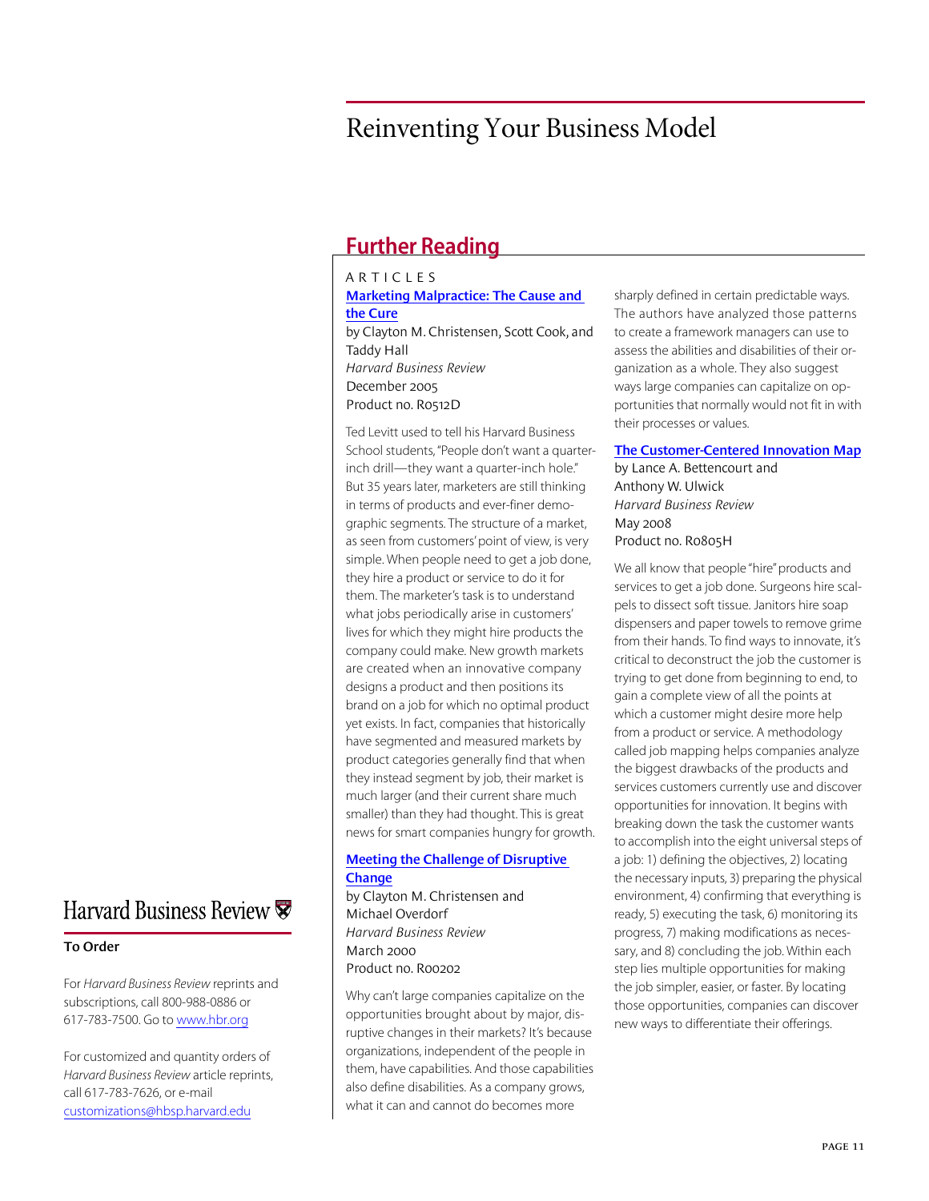# Reinventing Your Business Model

## Further Reading

### ARTICLES

**Marketing Malpractice: The Cause and the Cure**
by Clayton M. Christensen, Scott Cook, and Taddy Hall
*Harvard Business Review*
December 2005
Product no. R0512D

Ted Levitt used to tell his Harvard Business School students, "People don't want a quarter-inch drill—they want a quarter-inch hole." But 35 years later, marketers are still thinking in terms of products and ever-finer demographic segments. The structure of a market, as seen from customers' point of view, is very simple. When people need to get a job done, they hire a product or service to do it for them. The marketer's task is to understand what jobs periodically arise in customers' lives for which they might hire products the company could make. New growth markets are created when an innovative company designs a product and then positions its brand on a job for which no optimal product yet exists. In fact, companies that historically have segmented and measured markets by product categories generally find that when they instead segment by job, their market is much larger (and their current share much smaller) than they had thought. This is great news for smart companies hungry for growth.

**Meeting the Challenge of Disruptive Change**
by Clayton M. Christensen and Michael Overdorf
*Harvard Business Review*
March 2000
Product no. R00202

Why can't large companies capitalize on the opportunities brought about by major, disruptive changes in their markets? It's because organizations, independent of the people in them, have capabilities. And those capabilities also define disabilities. As a company grows, what it can and cannot do becomes more sharply defined in certain predictable ways. The authors have analyzed those patterns to create a framework managers can use to assess the abilities and disabilities of their organization as a whole. They also suggest ways large companies can capitalize on opportunities that normally would not fit in with their processes or values.

**The Customer-Centered Innovation Map**
by Lance A. Bettencourt and Anthony W. Ulwick
*Harvard Business Review*
May 2008
Product no. R0805H

We all know that people "hire" products and services to get a job done. Surgeons hire scalpels to dissect soft tissue. Janitors hire soap dispensers and paper towels to remove grime from their hands. To find ways to innovate, it's critical to deconstruct the job the customer is trying to get done from beginning to end, to gain a complete view of all the points at which a customer might desire more help from a product or service. A methodology called job mapping helps companies analyze the biggest drawbacks of the products and services customers currently use and discover opportunities for innovation. It begins with breaking down the task the customer wants to accomplish into the eight universal steps of a job: 1) defining the objectives, 2) locating the necessary inputs, 3) preparing the physical environment, 4) confirming that everything is ready, 5) executing the task, 6) monitoring its progress, 7) making modifications as necessary, and 8) concluding the job. Within each step lies multiple opportunities for making the job simpler, easier, or faster. By locating those opportunities, companies can discover new ways to differentiate their offerings.

Harvard Business Review

**To Order**

For *Harvard Business Review* reprints and subscriptions, call 800-988-0886 or 617-783-7500. Go to www.hbr.org

For customized and quantity orders of *Harvard Business Review* article reprints, call 617-783-7626, or e-mail customizations@hbsp.harvard.edu